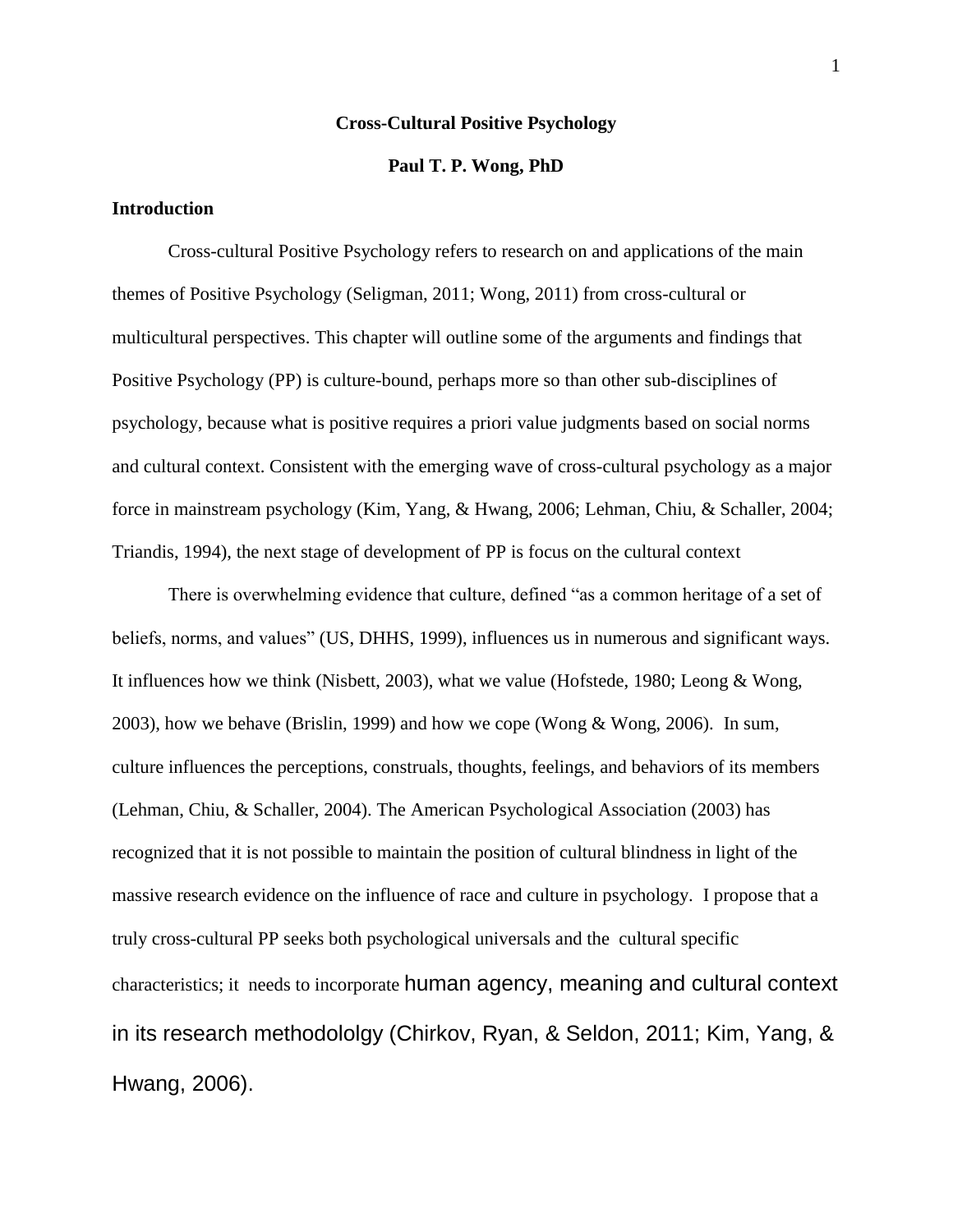# Cross-Cultural Positive Psychology

**Paul T. P. Wong, PhD**

## Introduction

Cross-cultural Positive Psychology refers to research on and applications of the main themes of Positive Psychology (Seligman, 2011; Wong, 2011) from cross-cultural or multicultural perspectives. This chapter will outline some of the arguments and findings that Positive Psychology (PP) is culture-bound, perhaps more so than other sub-disciplines of psychology, because what is positive requires a priori value judgments based on social norms and cultural context. Consistent with the emerging wave of cross-cultural psychology as a major force in mainstream psychology (Kim, Yang, & Hwang, 2006; Lehman, Chiu, & Schaller, 2004; Triandis, 1994), the next stage of development of PP is focus on the cultural context

There is overwhelming evidence that culture, defined "as a common heritage of a set of beliefs, norms, and values" (US, DHHS, 1999), influences us in numerous and significant ways. It influences how we think (Nisbett, 2003), what we value (Hofstede, 1980; Leong & Wong, 2003), how we behave (Brislin, 1999) and how we cope (Wong & Wong, 2006). In sum, culture influences the perceptions, construals, thoughts, feelings, and behaviors of its members (Lehman, Chiu, & Schaller, 2004). The American Psychological Association (2003) has recognized that it is not possible to maintain the position of cultural blindness in light of the massive research evidence on the influence of race and culture in psychology. I propose that a truly cross-cultural PP seeks both psychological universals and the cultural specific characteristics; it needs to incorporate human agency, meaning and cultural context in its research methodololgy (Chirkov, Ryan, & Seldon, 2011; Kim, Yang, & Hwang, 2006).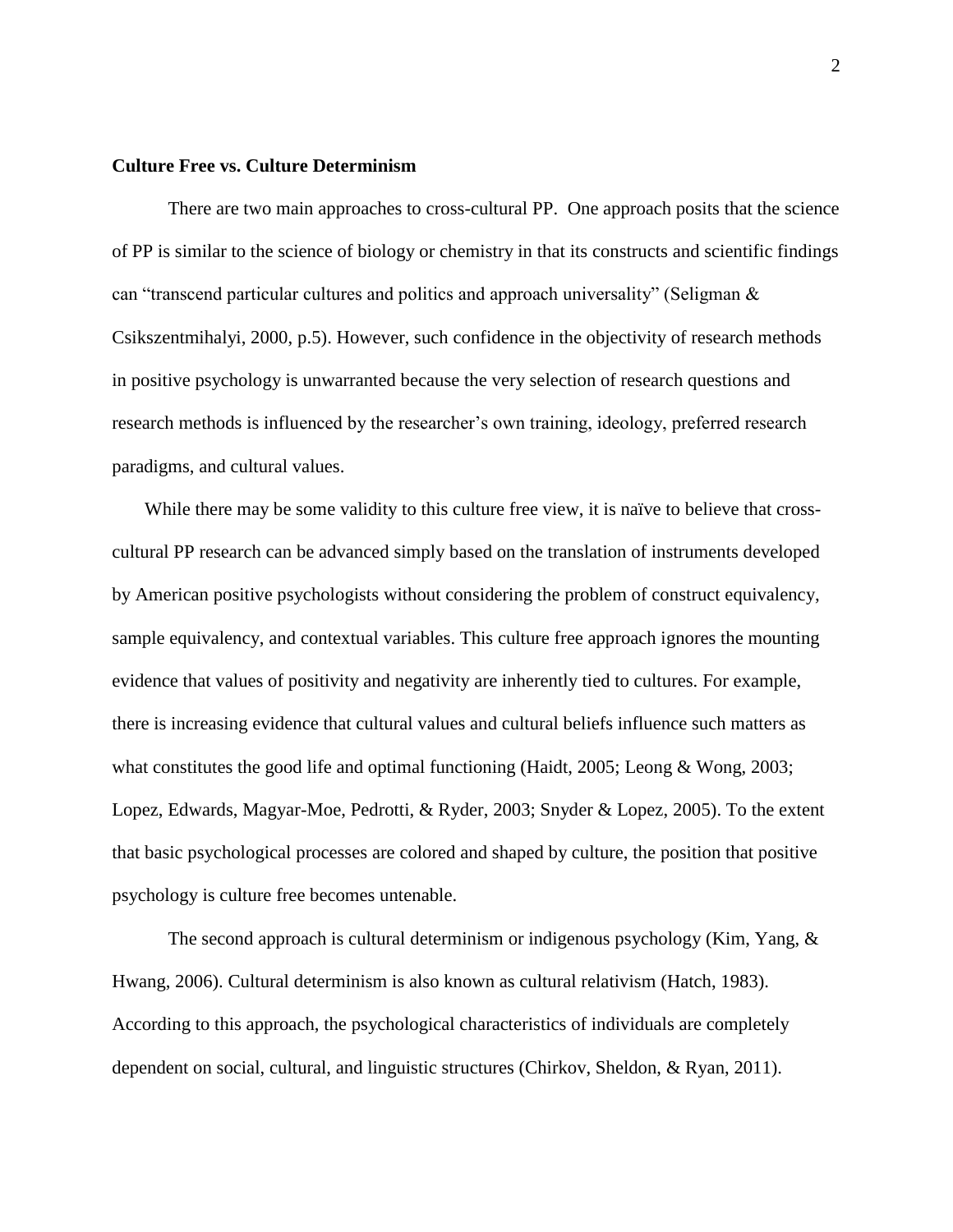**Culture Free vs. Culture Determinism**

There are two main approaches to cross-cultural PP. One approach posits that the science of PP is similar to the science of biology or chemistry in that its constructs and scientific findings can "transcend particular cultures and politics and approach universality" (Seligman & Csikszentmihalyi, 2000, p.5). However, such confidence in the objectivity of research methods in positive psychology is unwarranted because the very selection of research questions and research methods is influenced by the researcher's own training, ideology, preferred research paradigms, and cultural values.

While there may be some validity to this culture free view, it is naïve to believe that cross-cultural PP research can be advanced simply based on the translation of instruments developed by American positive psychologists without considering the problem of construct equivalency, sample equivalency, and contextual variables. This culture free approach ignores the mounting evidence that values of positivity and negativity are inherently tied to cultures. For example, there is increasing evidence that cultural values and cultural beliefs influence such matters as what constitutes the good life and optimal functioning (Haidt, 2005; Leong & Wong, 2003; Lopez, Edwards, Magyar-Moe, Pedrotti, & Ryder, 2003; Snyder & Lopez, 2005). To the extent that basic psychological processes are colored and shaped by culture, the position that positive psychology is culture free becomes untenable.

The second approach is cultural determinism or indigenous psychology (Kim, Yang, & Hwang, 2006). Cultural determinism is also known as cultural relativism (Hatch, 1983). According to this approach, the psychological characteristics of individuals are completely dependent on social, cultural, and linguistic structures (Chirkov, Sheldon, & Ryan, 2011).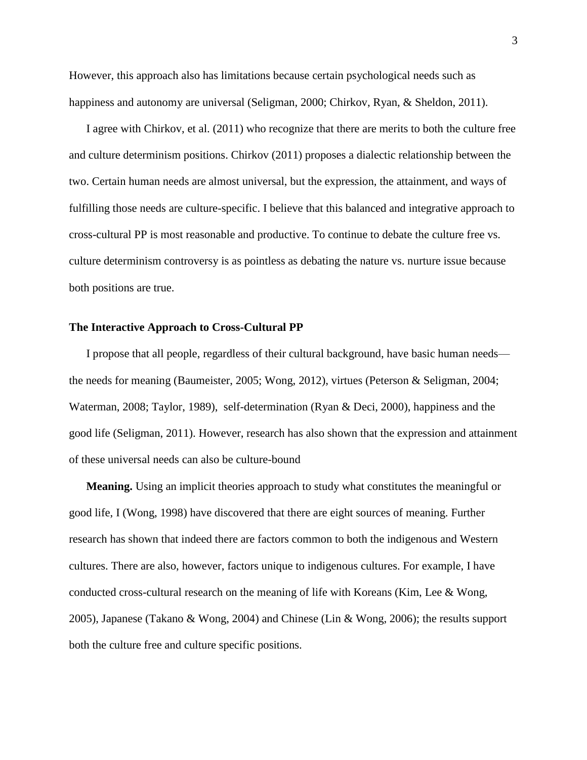However, this approach also has limitations because certain psychological needs such as happiness and autonomy are universal (Seligman, 2000; Chirkov, Ryan, & Sheldon, 2011).

I agree with Chirkov, et al. (2011) who recognize that there are merits to both the culture free and culture determinism positions. Chirkov (2011) proposes a dialectic relationship between the two. Certain human needs are almost universal, but the expression, the attainment, and ways of fulfilling those needs are culture-specific. I believe that this balanced and integrative approach to cross-cultural PP is most reasonable and productive. To continue to debate the culture free vs. culture determinism controversy is as pointless as debating the nature vs. nurture issue because both positions are true.

### The Interactive Approach to Cross-Cultural PP

I propose that all people, regardless of their cultural background, have basic human needs—the needs for meaning (Baumeister, 2005; Wong, 2012), virtues (Peterson & Seligman, 2004; Waterman, 2008; Taylor, 1989), self-determination (Ryan & Deci, 2000), happiness and the good life (Seligman, 2011). However, research has also shown that the expression and attainment of these universal needs can also be culture-bound

**Meaning.** Using an implicit theories approach to study what constitutes the meaningful or good life, I (Wong, 1998) have discovered that there are eight sources of meaning. Further research has shown that indeed there are factors common to both the indigenous and Western cultures. There are also, however, factors unique to indigenous cultures. For example, I have conducted cross-cultural research on the meaning of life with Koreans (Kim, Lee & Wong, 2005), Japanese (Takano & Wong, 2004) and Chinese (Lin & Wong, 2006); the results support both the culture free and culture specific positions.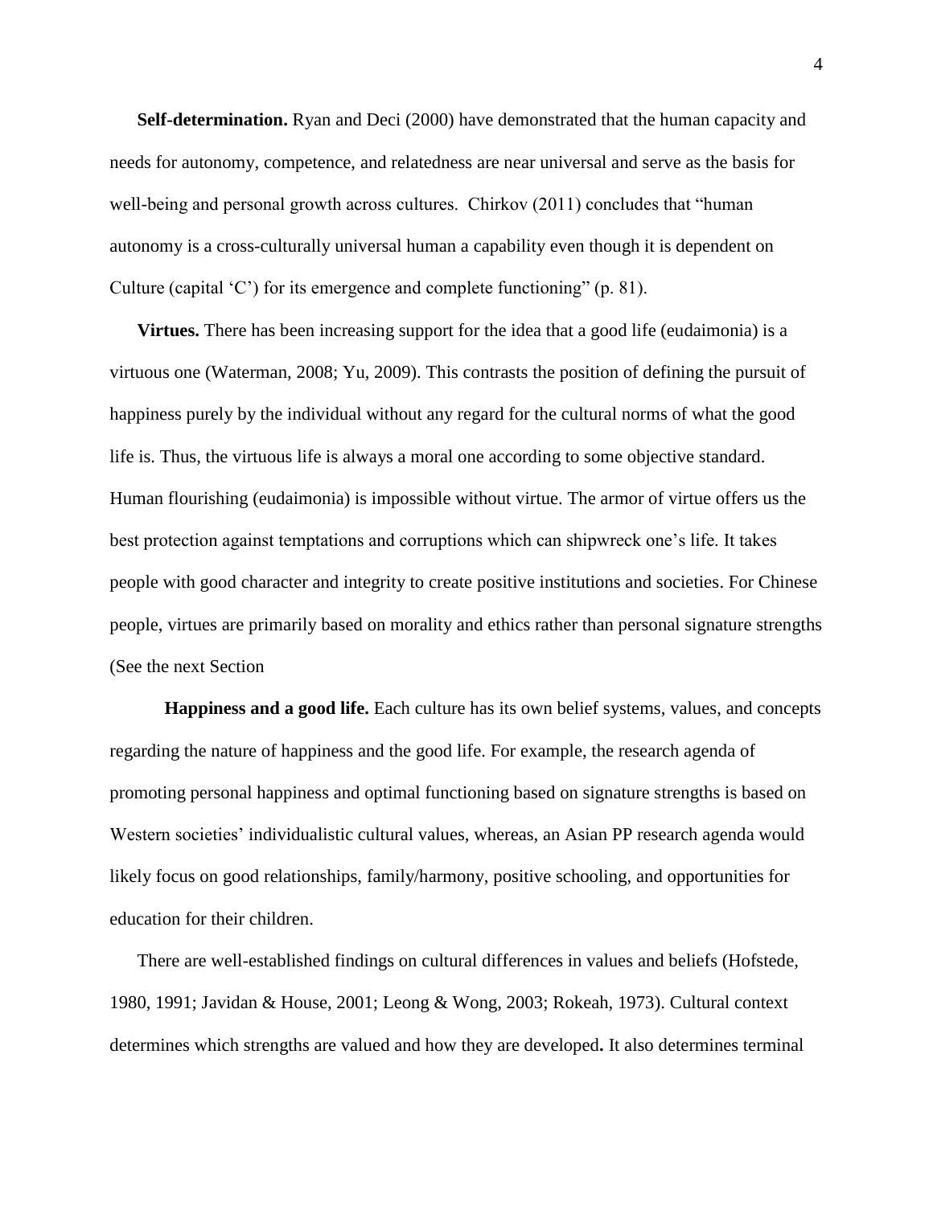**Self-determination.** Ryan and Deci (2000) have demonstrated that the human capacity and needs for autonomy, competence, and relatedness are near universal and serve as the basis for well-being and personal growth across cultures. Chirkov (2011) concludes that "human autonomy is a cross-culturally universal human a capability even though it is dependent on Culture (capital 'C') for its emergence and complete functioning" (p. 81).

**Virtues.** There has been increasing support for the idea that a good life (eudaimonia) is a virtuous one (Waterman, 2008; Yu, 2009). This contrasts the position of defining the pursuit of happiness purely by the individual without any regard for the cultural norms of what the good life is. Thus, the virtuous life is always a moral one according to some objective standard. Human flourishing (eudaimonia) is impossible without virtue. The armor of virtue offers us the best protection against temptations and corruptions which can shipwreck one's life. It takes people with good character and integrity to create positive institutions and societies. For Chinese people, virtues are primarily based on morality and ethics rather than personal signature strengths (See the next Section

**Happiness and a good life.** Each culture has its own belief systems, values, and concepts regarding the nature of happiness and the good life. For example, the research agenda of promoting personal happiness and optimal functioning based on signature strengths is based on Western societies' individualistic cultural values, whereas, an Asian PP research agenda would likely focus on good relationships, family/harmony, positive schooling, and opportunities for education for their children.

There are well-established findings on cultural differences in values and beliefs (Hofstede, 1980, 1991; Javidan & House, 2001; Leong & Wong, 2003; Rokeah, 1973). Cultural context determines which strengths are valued and how they are developed**.** It also determines terminal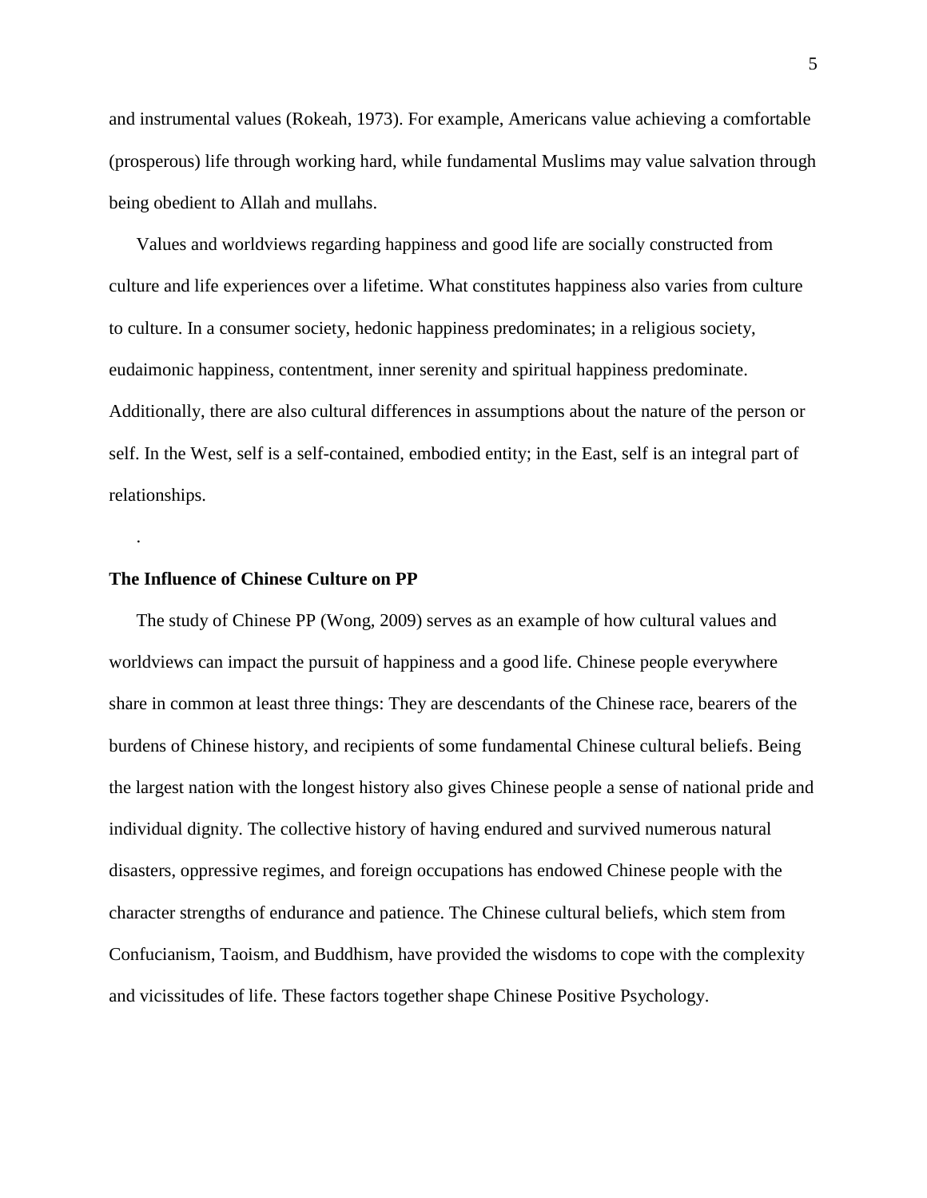and instrumental values (Rokeah, 1973). For example, Americans value achieving a comfortable (prosperous) life through working hard, while fundamental Muslims may value salvation through being obedient to Allah and mullahs.

Values and worldviews regarding happiness and good life are socially constructed from culture and life experiences over a lifetime. What constitutes happiness also varies from culture to culture. In a consumer society, hedonic happiness predominates; in a religious society, eudaimonic happiness, contentment, inner serenity and spiritual happiness predominate. Additionally, there are also cultural differences in assumptions about the nature of the person or self. In the West, self is a self-contained, embodied entity; in the East, self is an integral part of relationships.

.

**The Influence of Chinese Culture on PP**

The study of Chinese PP (Wong, 2009) serves as an example of how cultural values and worldviews can impact the pursuit of happiness and a good life. Chinese people everywhere share in common at least three things: They are descendants of the Chinese race, bearers of the burdens of Chinese history, and recipients of some fundamental Chinese cultural beliefs. Being the largest nation with the longest history also gives Chinese people a sense of national pride and individual dignity. The collective history of having endured and survived numerous natural disasters, oppressive regimes, and foreign occupations has endowed Chinese people with the character strengths of endurance and patience. The Chinese cultural beliefs, which stem from Confucianism, Taoism, and Buddhism, have provided the wisdoms to cope with the complexity and vicissitudes of life. These factors together shape Chinese Positive Psychology.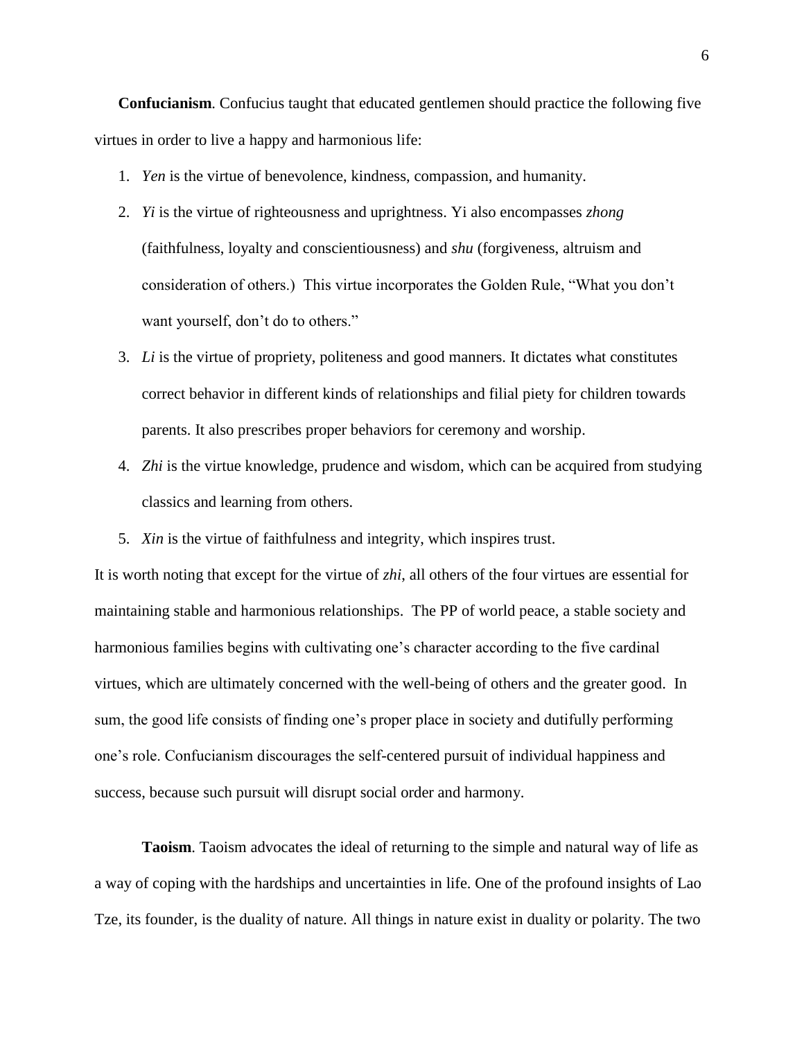**Confucianism**. Confucius taught that educated gentlemen should practice the following five virtues in order to live a happy and harmonious life:

1. *Yen* is the virtue of benevolence, kindness, compassion, and humanity.
2. *Yi* is the virtue of righteousness and uprightness. Yi also encompasses *zhong* (faithfulness, loyalty and conscientiousness) and *shu* (forgiveness, altruism and consideration of others.) This virtue incorporates the Golden Rule, "What you don't want yourself, don't do to others."
3. *Li* is the virtue of propriety, politeness and good manners. It dictates what constitutes correct behavior in different kinds of relationships and filial piety for children towards parents. It also prescribes proper behaviors for ceremony and worship.
4. *Zhi* is the virtue knowledge, prudence and wisdom, which can be acquired from studying classics and learning from others.
5. *Xin* is the virtue of faithfulness and integrity, which inspires trust.

It is worth noting that except for the virtue of *zhi*, all others of the four virtues are essential for maintaining stable and harmonious relationships. The PP of world peace, a stable society and harmonious families begins with cultivating one's character according to the five cardinal virtues, which are ultimately concerned with the well-being of others and the greater good. In sum, the good life consists of finding one's proper place in society and dutifully performing one's role. Confucianism discourages the self-centered pursuit of individual happiness and success, because such pursuit will disrupt social order and harmony.

**Taoism**. Taoism advocates the ideal of returning to the simple and natural way of life as a way of coping with the hardships and uncertainties in life. One of the profound insights of Lao Tze, its founder, is the duality of nature. All things in nature exist in duality or polarity. The two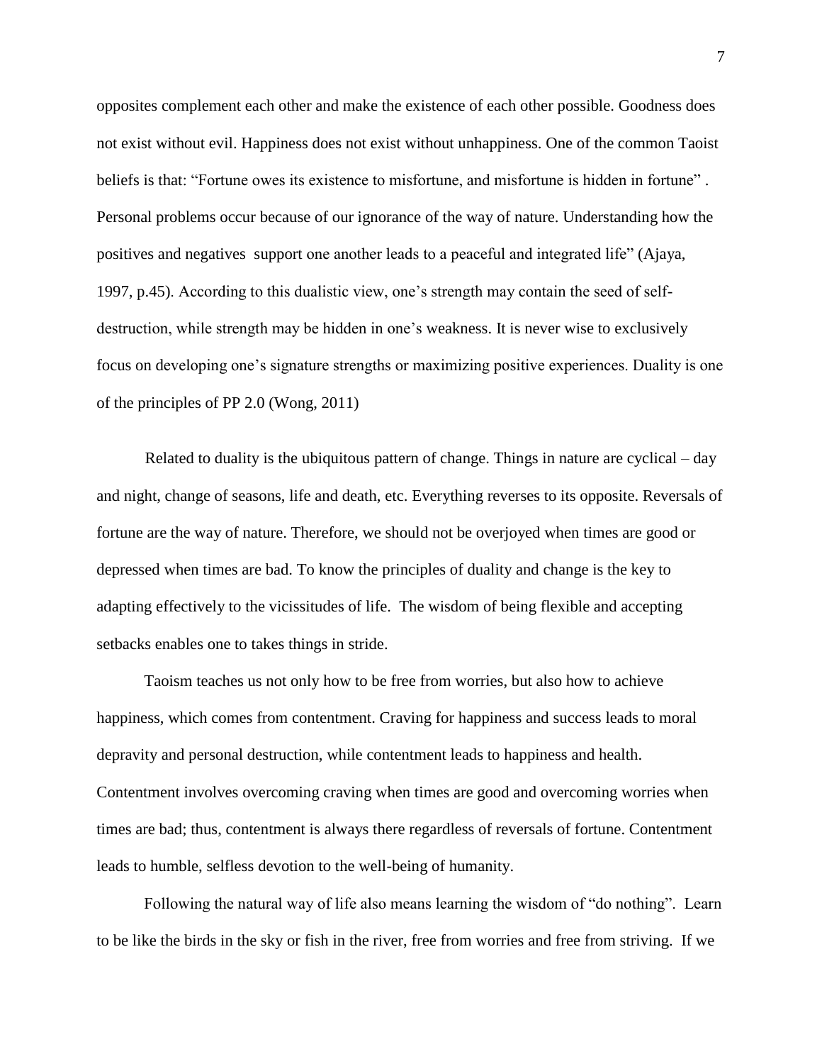opposites complement each other and make the existence of each other possible. Goodness does not exist without evil. Happiness does not exist without unhappiness. One of the common Taoist beliefs is that: "Fortune owes its existence to misfortune, and misfortune is hidden in fortune" . Personal problems occur because of our ignorance of the way of nature. Understanding how the positives and negatives  support one another leads to a peaceful and integrated life" (Ajaya, 1997, p.45). According to this dualistic view, one's strength may contain the seed of self-destruction, while strength may be hidden in one's weakness. It is never wise to exclusively focus on developing one's signature strengths or maximizing positive experiences. Duality is one of the principles of PP 2.0 (Wong, 2011)

Related to duality is the ubiquitous pattern of change. Things in nature are cyclical – day and night, change of seasons, life and death, etc. Everything reverses to its opposite. Reversals of fortune are the way of nature. Therefore, we should not be overjoyed when times are good or depressed when times are bad. To know the principles of duality and change is the key to adapting effectively to the vicissitudes of life.  The wisdom of being flexible and accepting setbacks enables one to takes things in stride.

Taoism teaches us not only how to be free from worries, but also how to achieve happiness, which comes from contentment. Craving for happiness and success leads to moral depravity and personal destruction, while contentment leads to happiness and health. Contentment involves overcoming craving when times are good and overcoming worries when times are bad; thus, contentment is always there regardless of reversals of fortune. Contentment leads to humble, selfless devotion to the well-being of humanity.

Following the natural way of life also means learning the wisdom of "do nothing".  Learn to be like the birds in the sky or fish in the river, free from worries and free from striving.  If we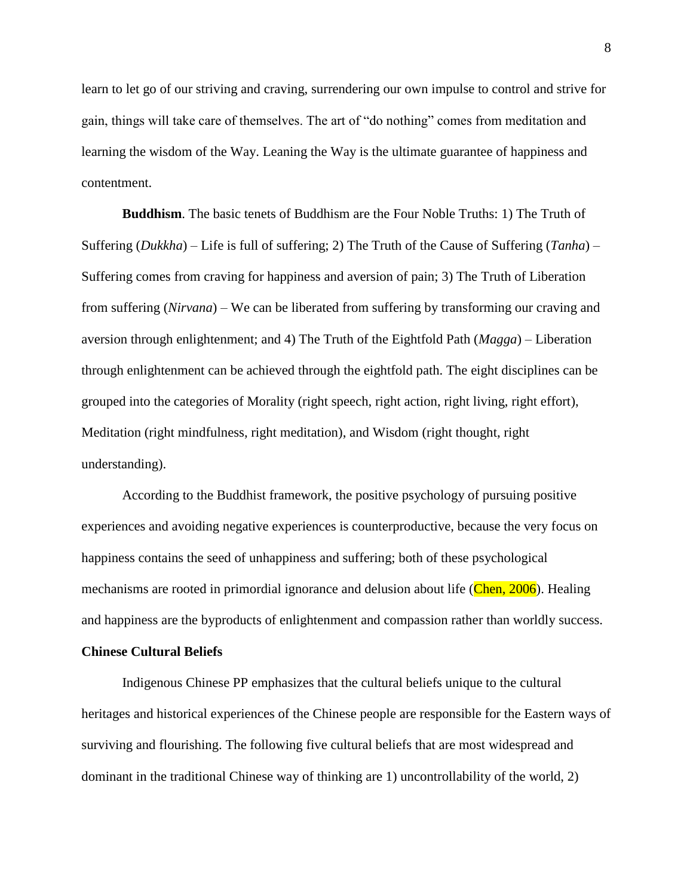learn to let go of our striving and craving, surrendering our own impulse to control and strive for gain, things will take care of themselves. The art of "do nothing" comes from meditation and learning the wisdom of the Way. Leaning the Way is the ultimate guarantee of happiness and contentment.

**Buddhism**. The basic tenets of Buddhism are the Four Noble Truths: 1) The Truth of Suffering (*Dukkha*) – Life is full of suffering; 2) The Truth of the Cause of Suffering (*Tanha*) – Suffering comes from craving for happiness and aversion of pain; 3) The Truth of Liberation from suffering (*Nirvana*) – We can be liberated from suffering by transforming our craving and aversion through enlightenment; and 4) The Truth of the Eightfold Path (*Magga*) – Liberation through enlightenment can be achieved through the eightfold path. The eight disciplines can be grouped into the categories of Morality (right speech, right action, right living, right effort), Meditation (right mindfulness, right meditation), and Wisdom (right thought, right understanding).

According to the Buddhist framework, the positive psychology of pursuing positive experiences and avoiding negative experiences is counterproductive, because the very focus on happiness contains the seed of unhappiness and suffering; both of these psychological mechanisms are rooted in primordial ignorance and delusion about life (Chen, 2006). Healing and happiness are the byproducts of enlightenment and compassion rather than worldly success.

### Chinese Cultural Beliefs

Indigenous Chinese PP emphasizes that the cultural beliefs unique to the cultural heritages and historical experiences of the Chinese people are responsible for the Eastern ways of surviving and flourishing. The following five cultural beliefs that are most widespread and dominant in the traditional Chinese way of thinking are 1) uncontrollability of the world, 2)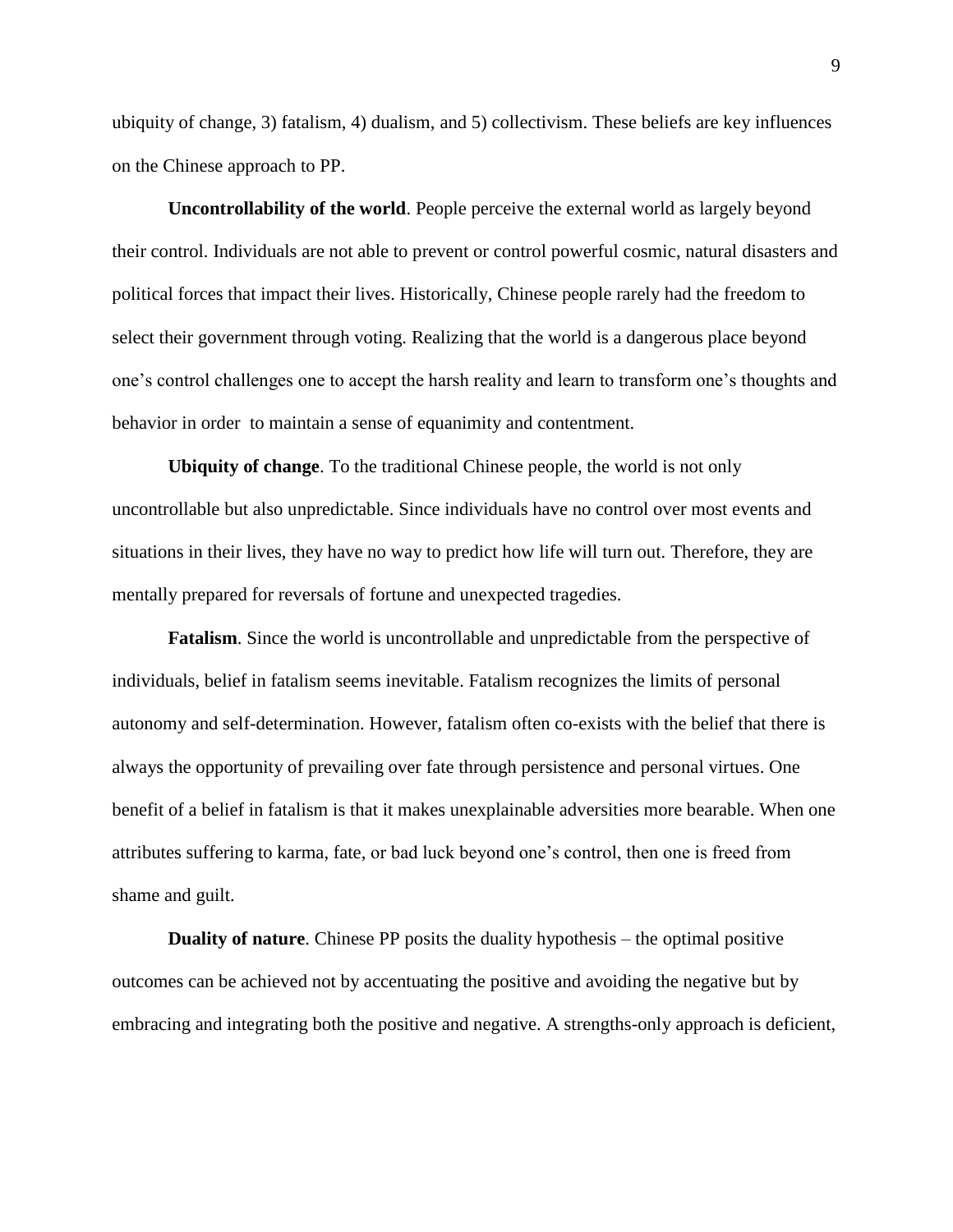ubiquity of change, 3) fatalism, 4) dualism, and 5) collectivism. These beliefs are key influences on the Chinese approach to PP.

**Uncontrollability of the world**. People perceive the external world as largely beyond their control. Individuals are not able to prevent or control powerful cosmic, natural disasters and political forces that impact their lives. Historically, Chinese people rarely had the freedom to select their government through voting. Realizing that the world is a dangerous place beyond one's control challenges one to accept the harsh reality and learn to transform one's thoughts and behavior in order to maintain a sense of equanimity and contentment.

**Ubiquity of change**. To the traditional Chinese people, the world is not only uncontrollable but also unpredictable. Since individuals have no control over most events and situations in their lives, they have no way to predict how life will turn out. Therefore, they are mentally prepared for reversals of fortune and unexpected tragedies.

**Fatalism**. Since the world is uncontrollable and unpredictable from the perspective of individuals, belief in fatalism seems inevitable. Fatalism recognizes the limits of personal autonomy and self-determination. However, fatalism often co-exists with the belief that there is always the opportunity of prevailing over fate through persistence and personal virtues. One benefit of a belief in fatalism is that it makes unexplainable adversities more bearable. When one attributes suffering to karma, fate, or bad luck beyond one's control, then one is freed from shame and guilt.

**Duality of nature**. Chinese PP posits the duality hypothesis – the optimal positive outcomes can be achieved not by accentuating the positive and avoiding the negative but by embracing and integrating both the positive and negative. A strengths-only approach is deficient,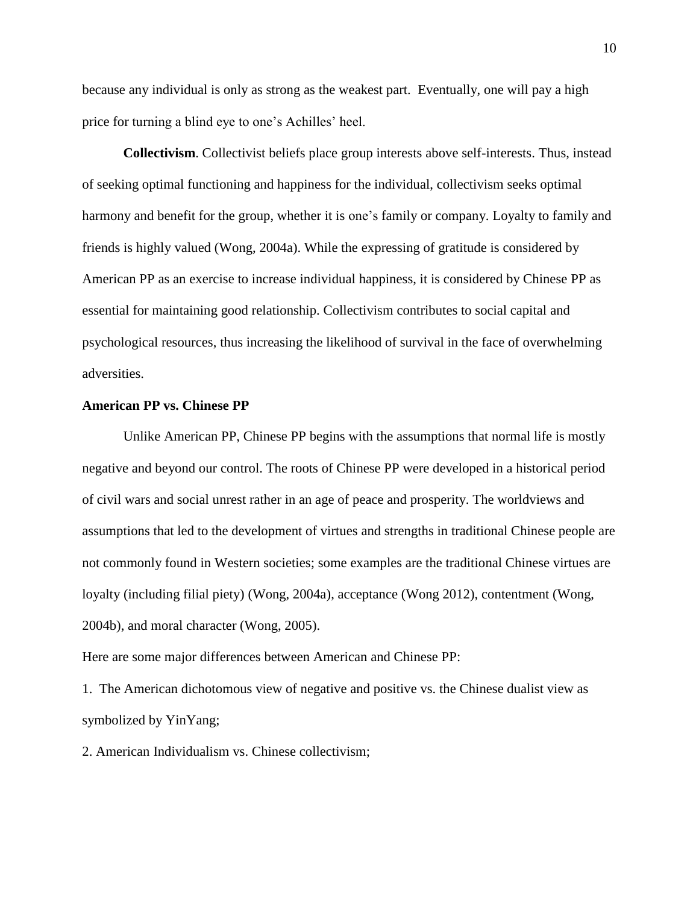because any individual is only as strong as the weakest part. Eventually, one will pay a high price for turning a blind eye to one's Achilles' heel.

**Collectivism**. Collectivist beliefs place group interests above self-interests. Thus, instead of seeking optimal functioning and happiness for the individual, collectivism seeks optimal harmony and benefit for the group, whether it is one's family or company. Loyalty to family and friends is highly valued (Wong, 2004a). While the expressing of gratitude is considered by American PP as an exercise to increase individual happiness, it is considered by Chinese PP as essential for maintaining good relationship. Collectivism contributes to social capital and psychological resources, thus increasing the likelihood of survival in the face of overwhelming adversities.

**American PP vs. Chinese PP**

Unlike American PP, Chinese PP begins with the assumptions that normal life is mostly negative and beyond our control. The roots of Chinese PP were developed in a historical period of civil wars and social unrest rather in an age of peace and prosperity. The worldviews and assumptions that led to the development of virtues and strengths in traditional Chinese people are not commonly found in Western societies; some examples are the traditional Chinese virtues are loyalty (including filial piety) (Wong, 2004a), acceptance (Wong 2012), contentment (Wong, 2004b), and moral character (Wong, 2005).

Here are some major differences between American and Chinese PP:

1. The American dichotomous view of negative and positive vs. the Chinese dualist view as symbolized by YinYang;

2. American Individualism vs. Chinese collectivism;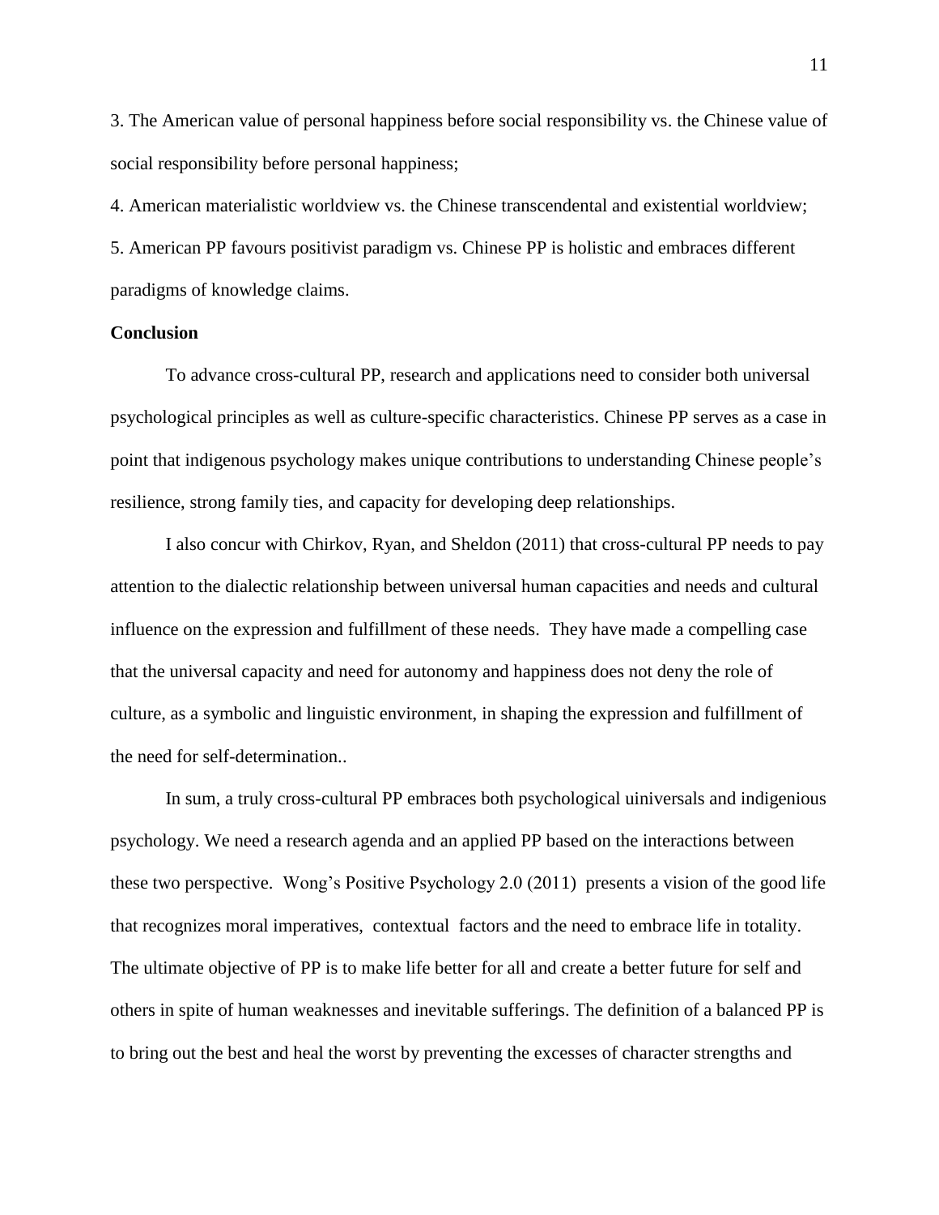3. The American value of personal happiness before social responsibility vs. the Chinese value of social responsibility before personal happiness;

4. American materialistic worldview vs. the Chinese transcendental and existential worldview;

5. American PP favours positivist paradigm vs. Chinese PP is holistic and embraces different paradigms of knowledge claims.

**Conclusion**

To advance cross-cultural PP, research and applications need to consider both universal psychological principles as well as culture-specific characteristics. Chinese PP serves as a case in point that indigenous psychology makes unique contributions to understanding Chinese people's resilience, strong family ties, and capacity for developing deep relationships.

I also concur with Chirkov, Ryan, and Sheldon (2011) that cross-cultural PP needs to pay attention to the dialectic relationship between universal human capacities and needs and cultural influence on the expression and fulfillment of these needs. They have made a compelling case that the universal capacity and need for autonomy and happiness does not deny the role of culture, as a symbolic and linguistic environment, in shaping the expression and fulfillment of the need for self-determination..

In sum, a truly cross-cultural PP embraces both psychological uiniversals and indigenious psychology. We need a research agenda and an applied PP based on the interactions between these two perspective. Wong's Positive Psychology 2.0 (2011) presents a vision of the good life that recognizes moral imperatives, contextual factors and the need to embrace life in totality. The ultimate objective of PP is to make life better for all and create a better future for self and others in spite of human weaknesses and inevitable sufferings. The definition of a balanced PP is to bring out the best and heal the worst by preventing the excesses of character strengths and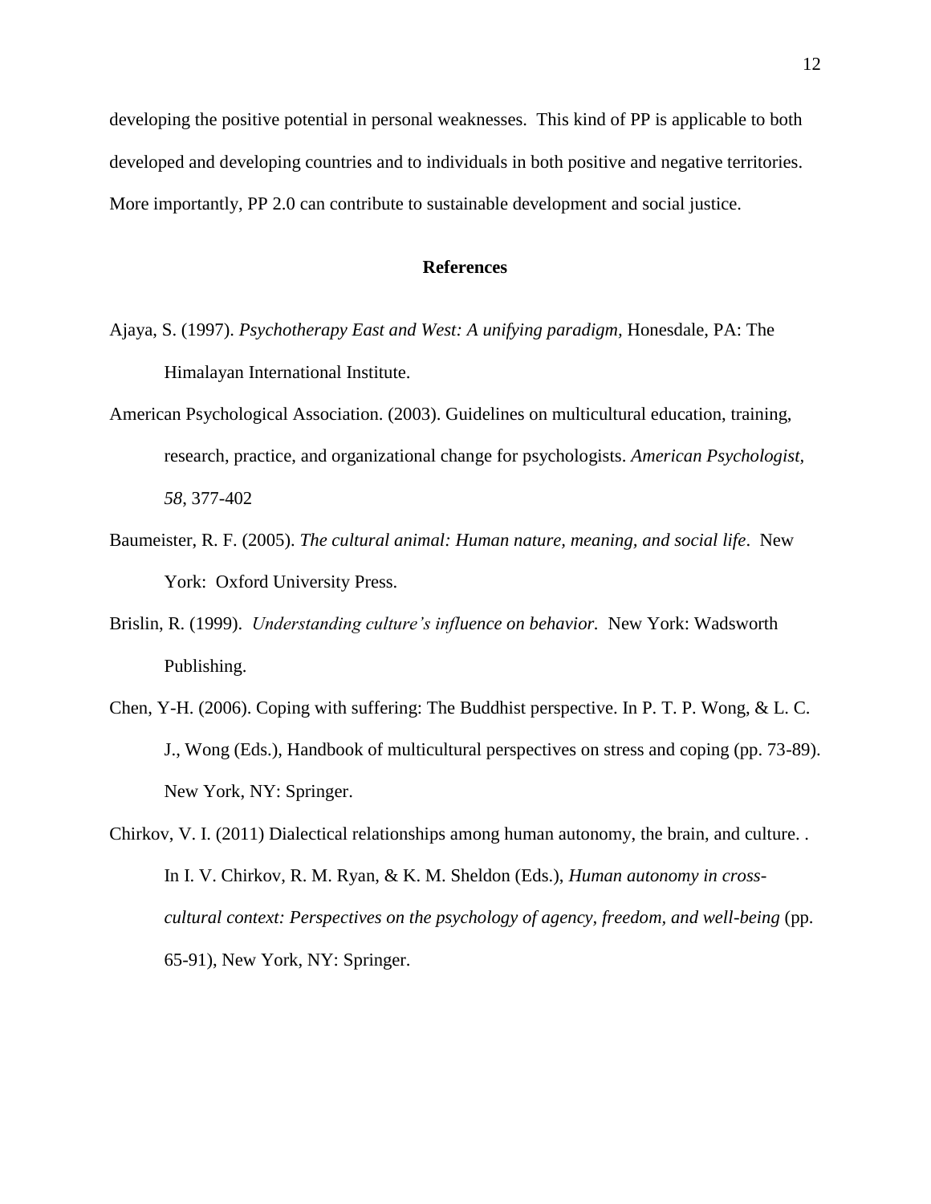developing the positive potential in personal weaknesses. This kind of PP is applicable to both developed and developing countries and to individuals in both positive and negative territories. More importantly, PP 2.0 can contribute to sustainable development and social justice.

## References

Ajaya, S. (1997). *Psychotherapy East and West: A unifying paradigm*, Honesdale, PA: The Himalayan International Institute.

American Psychological Association. (2003). Guidelines on multicultural education, training, research, practice, and organizational change for psychologists. *American Psychologist, 58*, 377-402

Baumeister, R. F. (2005). *The cultural animal: Human nature, meaning, and social life*. New York: Oxford University Press.

Brislin, R. (1999). *Understanding culture's influence on behavior.* New York: Wadsworth Publishing.

Chen, Y-H. (2006). Coping with suffering: The Buddhist perspective. In P. T. P. Wong, & L. C. J., Wong (Eds.), Handbook of multicultural perspectives on stress and coping (pp. 73-89). New York, NY: Springer.

Chirkov, V. I. (2011) Dialectical relationships among human autonomy, the brain, and culture. . In I. V. Chirkov, R. M. Ryan, & K. M. Sheldon (Eds.), *Human autonomy in cross-cultural context: Perspectives on the psychology of agency, freedom, and well-being* (pp. 65-91), New York, NY: Springer.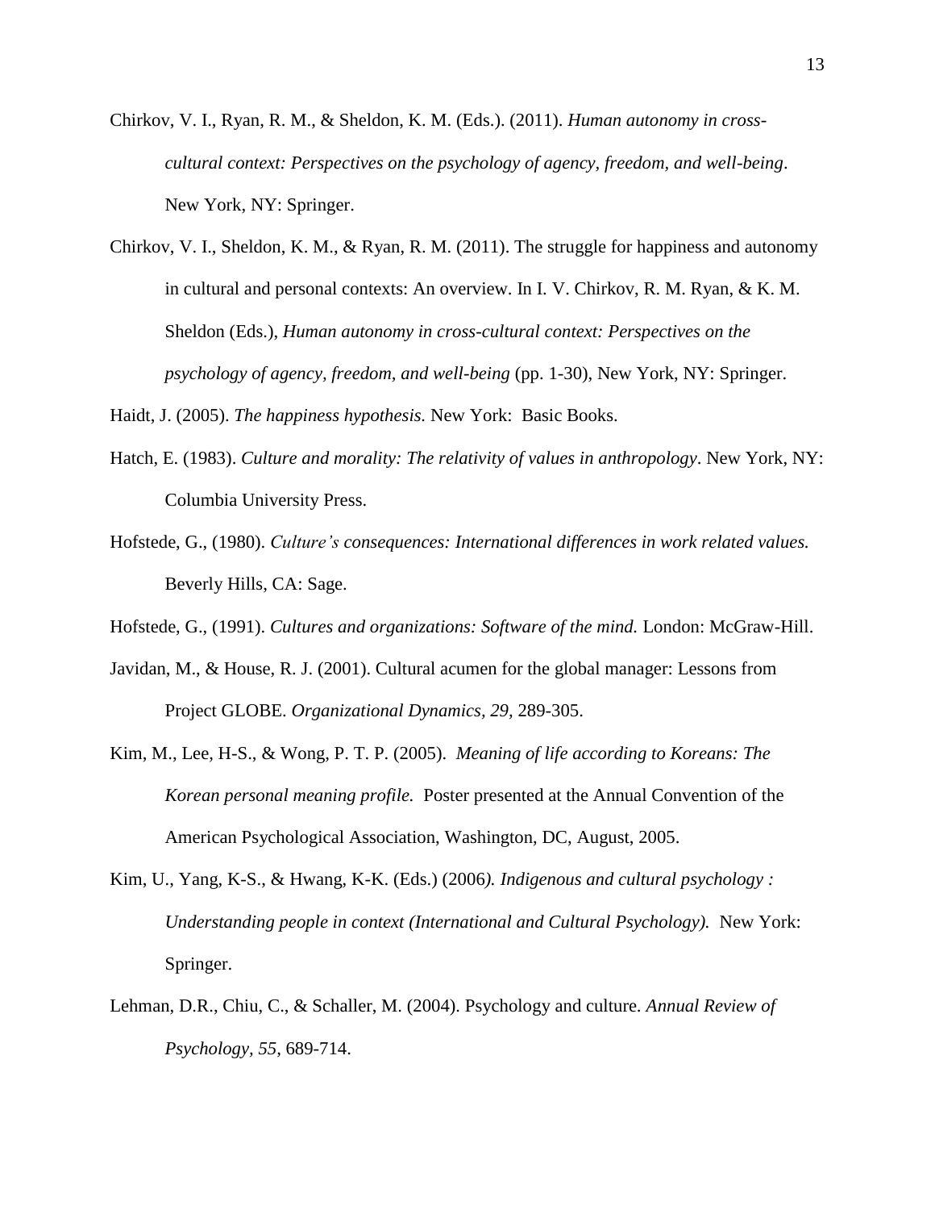Chirkov, V. I., Ryan, R. M., & Sheldon, K. M. (Eds.). (2011). *Human autonomy in cross-cultural context: Perspectives on the psychology of agency, freedom, and well-being*. New York, NY: Springer.

Chirkov, V. I., Sheldon, K. M., & Ryan, R. M. (2011). The struggle for happiness and autonomy in cultural and personal contexts: An overview. In I. V. Chirkov, R. M. Ryan, & K. M. Sheldon (Eds.), *Human autonomy in cross-cultural context: Perspectives on the psychology of agency, freedom, and well-being* (pp. 1-30), New York, NY: Springer.

Haidt, J. (2005). *The happiness hypothesis.* New York: Basic Books.

Hatch, E. (1983). *Culture and morality: The relativity of values in anthropology*. New York, NY: Columbia University Press.

Hofstede, G., (1980). *Culture's consequences: International differences in work related values.* Beverly Hills, CA: Sage.

Hofstede, G., (1991). *Cultures and organizations: Software of the mind.* London: McGraw-Hill.

Javidan, M., & House, R. J. (2001). Cultural acumen for the global manager: Lessons from Project GLOBE. *Organizational Dynamics, 29,* 289-305.

Kim, M., Lee, H-S., & Wong, P. T. P. (2005). *Meaning of life according to Koreans: The Korean personal meaning profile.* Poster presented at the Annual Convention of the American Psychological Association, Washington, DC, August, 2005.

Kim, U., Yang, K-S., & Hwang, K-K. (Eds.) (2006*). Indigenous and cultural psychology : Understanding people in context (International and Cultural Psychology).* New York: Springer.

Lehman, D.R., Chiu, C., & Schaller, M. (2004). Psychology and culture. *Annual Review of Psychology, 55,* 689-714.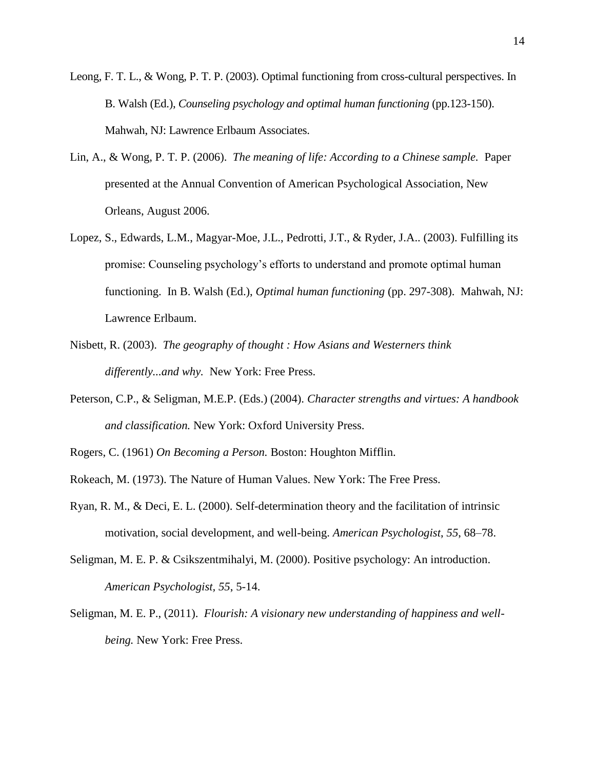Leong, F. T. L., & Wong, P. T. P. (2003). Optimal functioning from cross-cultural perspectives. In B. Walsh (Ed.), *Counseling psychology and optimal human functioning* (pp.123-150). Mahwah, NJ: Lawrence Erlbaum Associates.

Lin, A., & Wong, P. T. P. (2006). *The meaning of life: According to a Chinese sample.* Paper presented at the Annual Convention of American Psychological Association, New Orleans, August 2006.

Lopez, S., Edwards, L.M., Magyar-Moe, J.L., Pedrotti, J.T., & Ryder, J.A.. (2003). Fulfilling its promise: Counseling psychology's efforts to understand and promote optimal human functioning. In B. Walsh (Ed.), *Optimal human functioning* (pp. 297-308). Mahwah, NJ: Lawrence Erlbaum.

Nisbett, R. (2003). *The geography of thought : How Asians and Westerners think differently...and why.* New York: Free Press.

Peterson, C.P., & Seligman, M.E.P. (Eds.) (2004). *Character strengths and virtues: A handbook and classification.* New York: Oxford University Press.

Rogers, C. (1961) *On Becoming a Person.* Boston: Houghton Mifflin.

Rokeach, M. (1973). The Nature of Human Values. New York: The Free Press.

Ryan, R. M., & Deci, E. L. (2000). Self-determination theory and the facilitation of intrinsic motivation, social development, and well-being. *American Psychologist*, *55*, 68–78.

Seligman, M. E. P. & Csikszentmihalyi, M. (2000). Positive psychology: An introduction. *American Psychologist*, *55*, 5-14.

Seligman, M. E. P., (2011). *Flourish: A visionary new understanding of happiness and well-being.* New York: Free Press.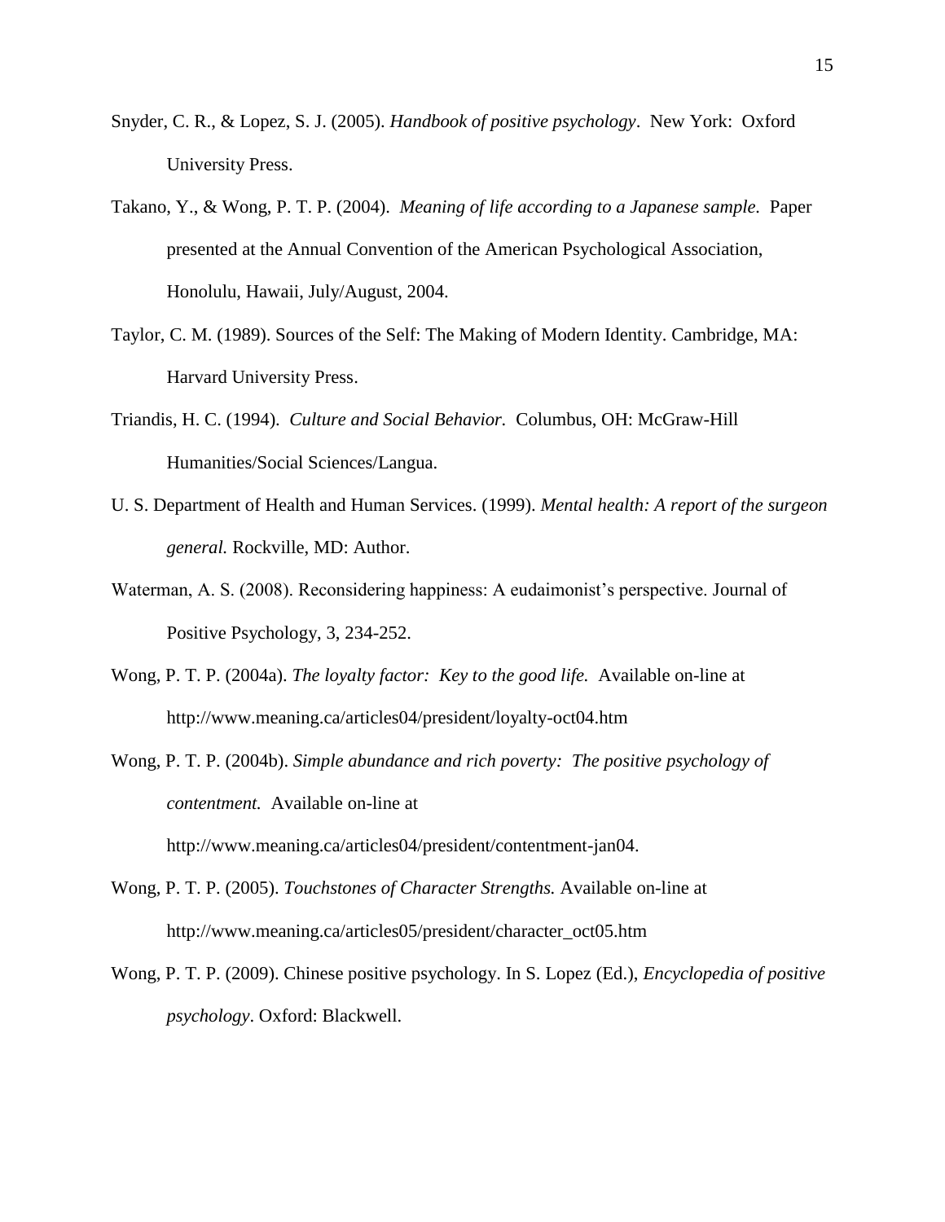Snyder, C. R., & Lopez, S. J. (2005). *Handbook of positive psychology*. New York: Oxford University Press.

Takano, Y., & Wong, P. T. P. (2004). *Meaning of life according to a Japanese sample.* Paper presented at the Annual Convention of the American Psychological Association, Honolulu, Hawaii, July/August, 2004.

Taylor, C. M. (1989). Sources of the Self: The Making of Modern Identity. Cambridge, MA: Harvard University Press.

Triandis, H. C. (1994). *Culture and Social Behavior.* Columbus, OH: McGraw-Hill Humanities/Social Sciences/Langua.

U. S. Department of Health and Human Services. (1999). *Mental health: A report of the surgeon general.* Rockville, MD: Author.

Waterman, A. S. (2008). Reconsidering happiness: A eudaimonist's perspective. Journal of Positive Psychology, 3, 234-252.

Wong, P. T. P. (2004a). *The loyalty factor: Key to the good life.* Available on-line at http://www.meaning.ca/articles04/president/loyalty-oct04.htm

Wong, P. T. P. (2004b). *Simple abundance and rich poverty: The positive psychology of contentment.* Available on-line at http://www.meaning.ca/articles04/president/contentment-jan04.

Wong, P. T. P. (2005). *Touchstones of Character Strengths.* Available on-line at http://www.meaning.ca/articles05/president/character_oct05.htm

Wong, P. T. P. (2009). Chinese positive psychology. In S. Lopez (Ed.), *Encyclopedia of positive psychology*. Oxford: Blackwell.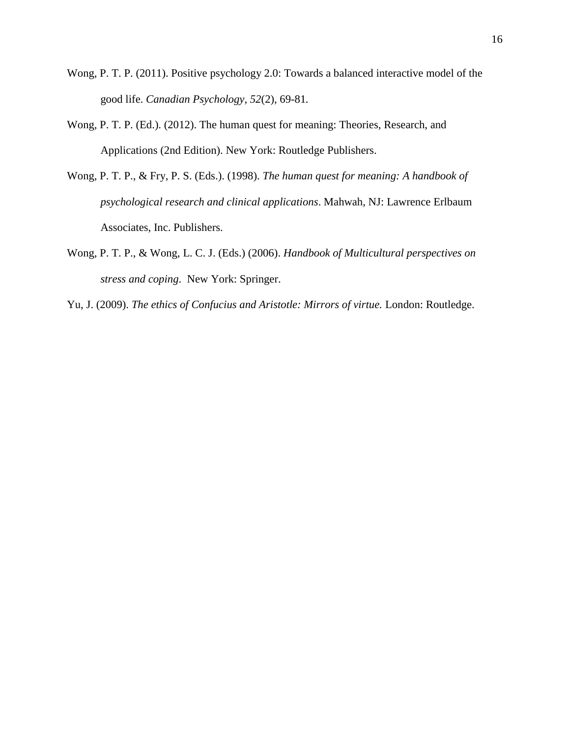Wong, P. T. P. (2011). Positive psychology 2.0: Towards a balanced interactive model of the good life. *Canadian Psychology, 52*(2), 69-81.

Wong, P. T. P. (Ed.). (2012). The human quest for meaning: Theories, Research, and Applications (2nd Edition). New York: Routledge Publishers.

Wong, P. T. P., & Fry, P. S. (Eds.). (1998). *The human quest for meaning: A handbook of psychological research and clinical applications*. Mahwah, NJ: Lawrence Erlbaum Associates, Inc. Publishers.

Wong, P. T. P., & Wong, L. C. J. (Eds.) (2006). *Handbook of Multicultural perspectives on stress and coping.* New York: Springer.

Yu, J. (2009). *The ethics of Confucius and Aristotle: Mirrors of virtue.* London: Routledge.